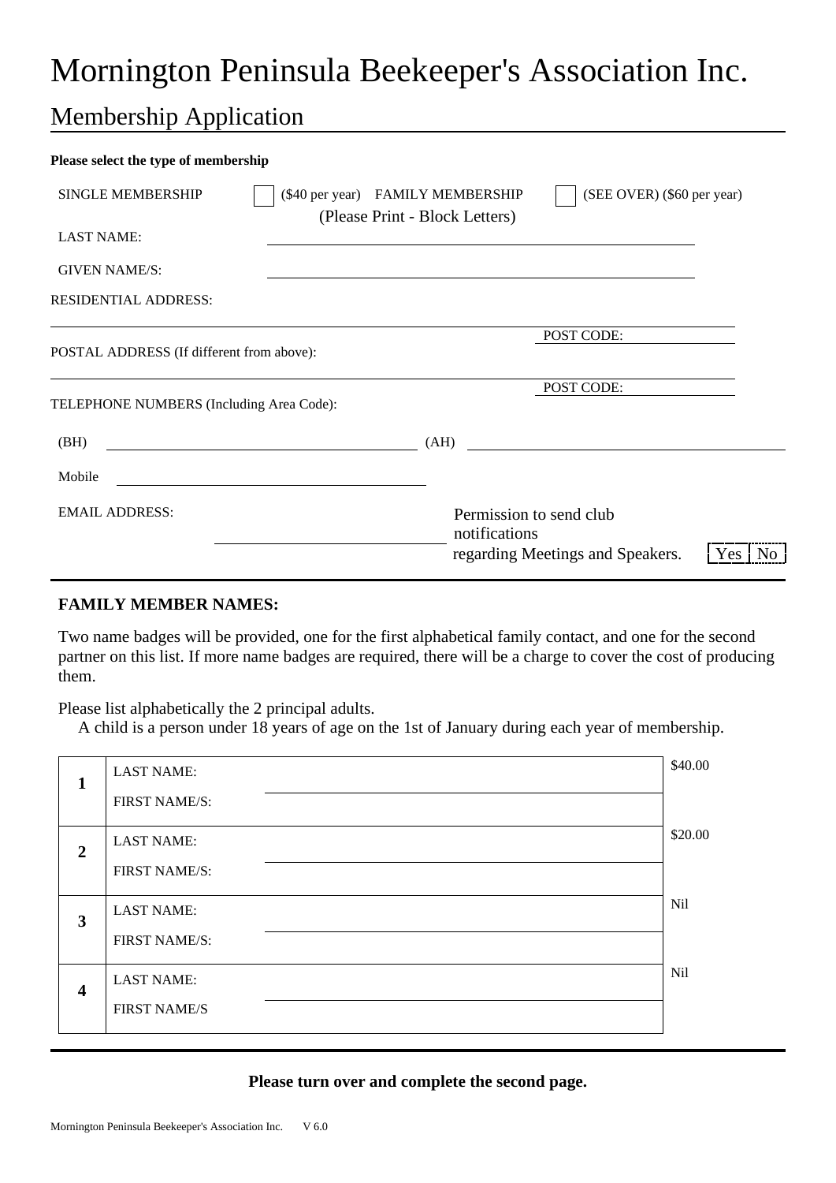# Mornington Peninsula Beekeeper's Association Inc.

## Membership Application

**Please select the type of membership**

SINGLE MEMBERSHIP ☐ ($40 per year) FAMILY MEMBERSHIP ☐ (SEE OVER) ($60 per year)

(Please Print - Block Letters)

LAST NAME: ____________________

GIVEN NAME/S: ____________________

RESIDENTIAL ADDRESS:

____________________ POST CODE: ________

POSTAL ADDRESS (If different from above):

____________________ POST CODE: ________

TELEPHONE NUMBERS (Including Area Code):

(BH) ____________________ (AH) ____________________

Mobile ____________________

EMAIL ADDRESS: ____________________

Permission to send club notifications regarding Meetings and Speakers. Yes | No

---

**FAMILY MEMBER NAMES:**

Two name badges will be provided, one for the first alphabetical family contact, and one for the second partner on this list. If more name badges are required, there will be a charge to cover the cost of producing them.

Please list alphabetically the 2 principal adults.
A child is a person under 18 years of age on the 1st of January during each year of membership.

| | | | |
|---|---|---|---|
| **1** | LAST NAME: | | $40.00 |
| | FIRST NAME/S: | | |
| **2** | LAST NAME: | | $20.00 |
| | FIRST NAME/S: | | |
| **3** | LAST NAME: | | Nil |
| | FIRST NAME/S: | | |
| **4** | LAST NAME: | | Nil |
| | FIRST NAME/S | | |

---

**Please turn over and complete the second page.**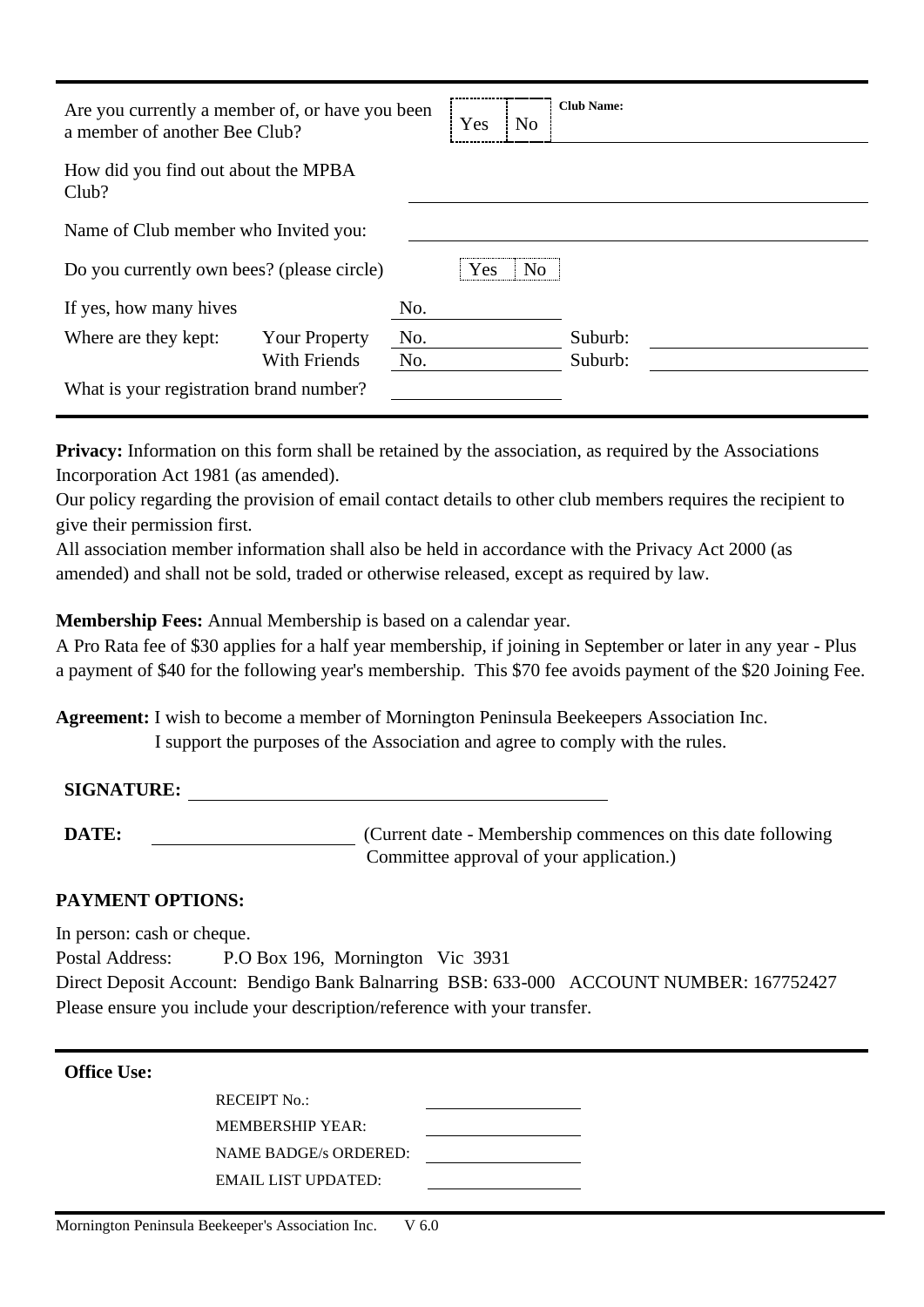| | | |
|---|---|---|
| Are you currently a member of, or have you been a member of another Bee Club? | Yes / No | **Club Name:** |
| How did you find out about the MPBA Club? | | |
| Name of Club member who Invited you: | | |
| Do you currently own bees? (please circle) | Yes / No | |
| If yes, how many hives | No. | |
| Where are they kept: Your Property | No. | Suburb: |
| With Friends | No. | Suburb: |
| What is your registration brand number? | | |

**Privacy:** Information on this form shall be retained by the association, as required by the Associations Incorporation Act 1981 (as amended).
Our policy regarding the provision of email contact details to other club members requires the recipient to give their permission first.
All association member information shall also be held in accordance with the Privacy Act 2000 (as amended) and shall not be sold, traded or otherwise released, except as required by law.

**Membership Fees:** Annual Membership is based on a calendar year.
A Pro Rata fee of $30 applies for a half year membership, if joining in September or later in any year - Plus a payment of $40 for the following year's membership. This $70 fee avoids payment of the $20 Joining Fee.

**Agreement:** I wish to become a member of Mornington Peninsula Beekeepers Association Inc.
I support the purposes of the Association and agree to comply with the rules.

**SIGNATURE:** ______________________________

**DATE:** ____________________ (Current date - Membership commences on this date following Committee approval of your application.)

**PAYMENT OPTIONS:**

In person: cash or cheque.
Postal Address: P.O Box 196, Mornington Vic 3931
Direct Deposit Account: Bendigo Bank Balnarring BSB: 633-000 ACCOUNT NUMBER: 167752427
Please ensure you include your description/reference with your transfer.

**Office Use:**

RECEIPT No.: ____________
MEMBERSHIP YEAR: ____________
NAME BADGE/s ORDERED: ____________
EMAIL LIST UPDATED: ____________

Mornington Peninsula Beekeeper's Association Inc. V 6.0